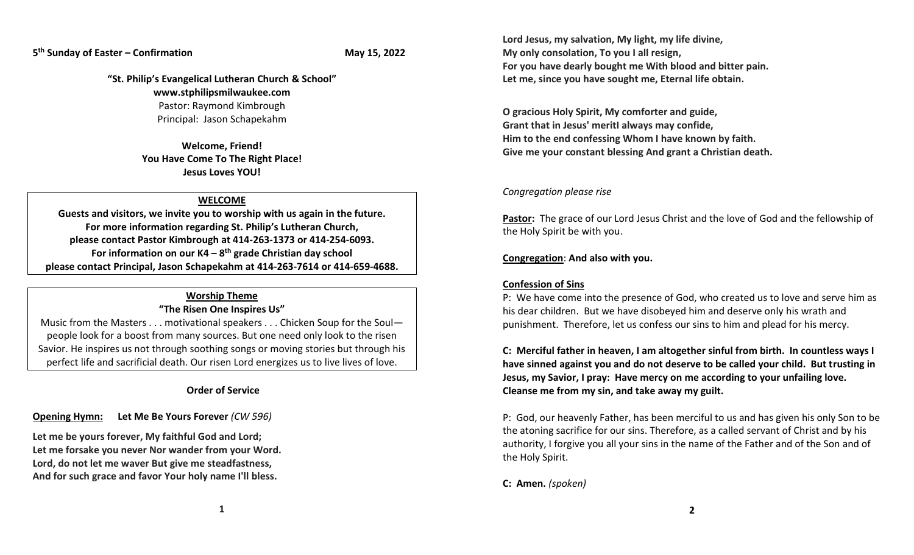**5th Sunday of Easter – Confirmation** **May 15, 2022**

**"St. Philip's Evangelical Lutheran Church & School"**
**www.stphilipsmilwaukee.com**
Pastor: Raymond Kimbrough
Principal: Jason Schapekahm

**Welcome, Friend!**
**You Have Come To The Right Place!**
**Jesus Loves YOU!**

**WELCOME**

**Guests and visitors, we invite you to worship with us again in the future.**
**For more information regarding St. Philip's Lutheran Church,**
**please contact Pastor Kimbrough at 414-263-1373 or 414-254-6093.**
**For information on our K4 – 8th grade Christian day school**
**please contact Principal, Jason Schapekahm at 414-263-7614 or 414-659-4688.**

**Worship Theme**
**"The Risen One Inspires Us"**

Music from the Masters . . . motivational speakers . . . Chicken Soup for the Soul—people look for a boost from many sources. But one need only look to the risen Savior. He inspires us not through soothing songs or moving stories but through his perfect life and sacrificial death. Our risen Lord energizes us to live lives of love.

**Order of Service**

**Opening Hymn:** **Let Me Be Yours Forever** *(CW 596)*

**Let me be yours forever, My faithful God and Lord;**
**Let me forsake you never Nor wander from your Word.**
**Lord, do not let me waver But give me steadfastness,**
**And for such grace and favor Your holy name I'll bless.**

**Lord Jesus, my salvation, My light, my life divine,**
**My only consolation, To you I all resign,**
**For you have dearly bought me With blood and bitter pain.**
**Let me, since you have sought me, Eternal life obtain.**

**O gracious Holy Spirit, My comforter and guide,**
**Grant that in Jesus' meritI always may confide,**
**Him to the end confessing Whom I have known by faith.**
**Give me your constant blessing And grant a Christian death.**

*Congregation please rise*

**Pastor:** The grace of our Lord Jesus Christ and the love of God and the fellowship of the Holy Spirit be with you.

**Congregation**: **And also with you.**

**Confession of Sins**

P: We have come into the presence of God, who created us to love and serve him as his dear children. But we have disobeyed him and deserve only his wrath and punishment. Therefore, let us confess our sins to him and plead for his mercy.

**C: Merciful father in heaven, I am altogether sinful from birth. In countless ways I have sinned against you and do not deserve to be called your child. But trusting in Jesus, my Savior, I pray: Have mercy on me according to your unfailing love. Cleanse me from my sin, and take away my guilt.**

P: God, our heavenly Father, has been merciful to us and has given his only Son to be the atoning sacrifice for our sins. Therefore, as a called servant of Christ and by his authority, I forgive you all your sins in the name of the Father and of the Son and of the Holy Spirit.

**C: Amen.** *(spoken)*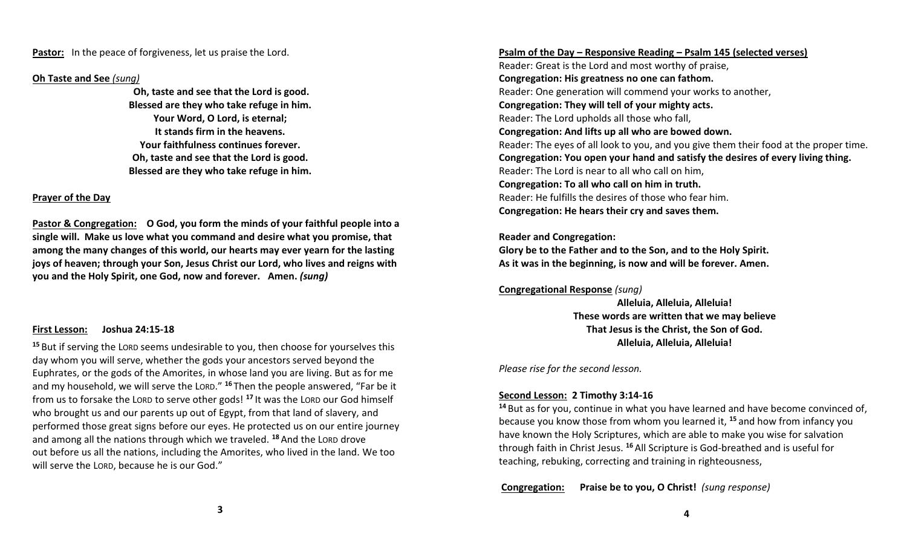**Pastor:** In the peace of forgiveness, let us praise the Lord.

**Oh Taste and See** *(sung)*

**Oh, taste and see that the Lord is good.**
**Blessed are they who take refuge in him.**
**Your Word, O Lord, is eternal;**
**It stands firm in the heavens.**
**Your faithfulness continues forever.**
**Oh, taste and see that the Lord is good.**
**Blessed are they who take refuge in him.**

**Prayer of the Day**

**Pastor & Congregation:** **O God, you form the minds of your faithful people into a single will. Make us love what you command and desire what you promise, that among the many changes of this world, our hearts may ever yearn for the lasting joys of heaven; through your Son, Jesus Christ our Lord, who lives and reigns with you and the Holy Spirit, one God, now and forever. Amen.** ***(sung)***

**First Lesson: Joshua 24:15-18**

[15] But if serving the LORD seems undesirable to you, then choose for yourselves this day whom you will serve, whether the gods your ancestors served beyond the Euphrates, or the gods of the Amorites, in whose land you are living. But as for me and my household, we will serve the LORD." [16] Then the people answered, "Far be it from us to forsake the LORD to serve other gods! [17] It was the LORD our God himself who brought us and our parents up out of Egypt, from that land of slavery, and performed those great signs before our eyes. He protected us on our entire journey and among all the nations through which we traveled. [18] And the LORD drove out before us all the nations, including the Amorites, who lived in the land. We too will serve the LORD, because he is our God."

**Psalm of the Day – Responsive Reading – Psalm 145 (selected verses)**

Reader: Great is the Lord and most worthy of praise,
**Congregation: His greatness no one can fathom.**
Reader: One generation will commend your works to another,
**Congregation: They will tell of your mighty acts.**
Reader: The Lord upholds all those who fall,
**Congregation: And lifts up all who are bowed down.**
Reader: The eyes of all look to you, and you give them their food at the proper time.
**Congregation: You open your hand and satisfy the desires of every living thing.**
Reader: The Lord is near to all who call on him,
**Congregation: To all who call on him in truth.**
Reader: He fulfills the desires of those who fear him.
**Congregation: He hears their cry and saves them.**

**Reader and Congregation:**
**Glory be to the Father and to the Son, and to the Holy Spirit.**
**As it was in the beginning, is now and will be forever. Amen.**

**Congregational Response** *(sung)*

**Alleluia, Alleluia, Alleluia!**
**These words are written that we may believe**
**That Jesus is the Christ, the Son of God.**
**Alleluia, Alleluia, Alleluia!**

*Please rise for the second lesson.*

**Second Lesson: 2 Timothy 3:14-16**

[14] But as for you, continue in what you have learned and have become convinced of, because you know those from whom you learned it, [15] and how from infancy you have known the Holy Scriptures, which are able to make you wise for salvation through faith in Christ Jesus. [16] All Scripture is God-breathed and is useful for teaching, rebuking, correcting and training in righteousness,

**Congregation:** **Praise be to you, O Christ!** *(sung response)*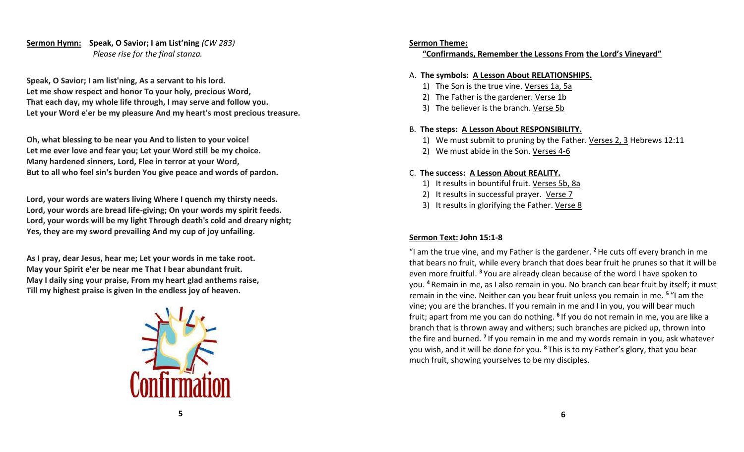**Sermon Hymn:** **Speak, O Savior; I am List'ning** *(CW 283)*
*Please rise for the final stanza.*

**Speak, O Savior; I am list'ning, As a servant to his lord.**
**Let me show respect and honor To your holy, precious Word,**
**That each day, my whole life through, I may serve and follow you.**
**Let your Word e'er be my pleasure And my heart's most precious treasure.**

**Oh, what blessing to be near you And to listen to your voice!**
**Let me ever love and fear you; Let your Word still be my choice.**
**Many hardened sinners, Lord, Flee in terror at your Word,**
**But to all who feel sin's burden You give peace and words of pardon.**

**Lord, your words are waters living Where I quench my thirsty needs.**
**Lord, your words are bread life-giving; On your words my spirit feeds.**
**Lord, your words will be my light Through death's cold and dreary night;**
**Yes, they are my sword prevailing And my cup of joy unfailing.**

**As I pray, dear Jesus, hear me; Let your words in me take root.**
**May your Spirit e'er be near me That I bear abundant fruit.**
**May I daily sing your praise, From my heart glad anthems raise,**
**Till my highest praise is given In the endless joy of heaven.**

Confirmation

**Sermon Theme:**

**"Confirmands, Remember the Lessons From the Lord's Vineyard"**

A. **The symbols: A Lesson About RELATIONSHIPS.**
   1) The Son is the true vine. Verses 1a, 5a
   2) The Father is the gardener. Verse 1b
   3) The believer is the branch. Verse 5b

B. **The steps: A Lesson About RESPONSIBILITY.**
   1) We must submit to pruning by the Father. Verses 2, 3 Hebrews 12:11
   2) We must abide in the Son. Verses 4-6

C. **The success: A Lesson About REALITY.**
   1) It results in bountiful fruit. Verses 5b, 8a
   2) It results in successful prayer. Verse 7
   3) It results in glorifying the Father. Verse 8

**Sermon Text: John 15:1-8**

"I am the true vine, and my Father is the gardener. [2] He cuts off every branch in me that bears no fruit, while every branch that does bear fruit he prunes so that it will be even more fruitful. [3] You are already clean because of the word I have spoken to you. [4] Remain in me, as I also remain in you. No branch can bear fruit by itself; it must remain in the vine. Neither can you bear fruit unless you remain in me. [5] "I am the vine; you are the branches. If you remain in me and I in you, you will bear much fruit; apart from me you can do nothing. [6] If you do not remain in me, you are like a branch that is thrown away and withers; such branches are picked up, thrown into the fire and burned. [7] If you remain in me and my words remain in you, ask whatever you wish, and it will be done for you. [8] This is to my Father's glory, that you bear much fruit, showing yourselves to be my disciples.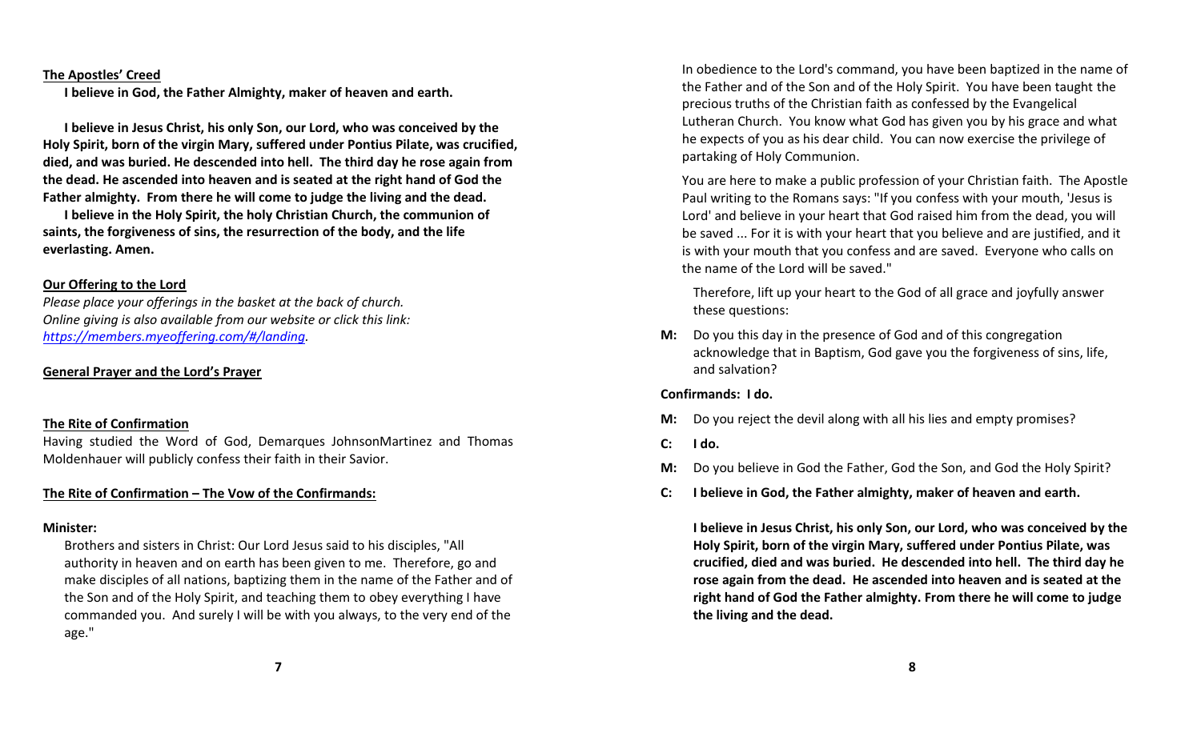**The Apostles' Creed**

**I believe in God, the Father Almighty, maker of heaven and earth.**

**I believe in Jesus Christ, his only Son, our Lord, who was conceived by the Holy Spirit, born of the virgin Mary, suffered under Pontius Pilate, was crucified, died, and was buried. He descended into hell. The third day he rose again from the dead. He ascended into heaven and is seated at the right hand of God the Father almighty. From there he will come to judge the living and the dead.**

**I believe in the Holy Spirit, the holy Christian Church, the communion of saints, the forgiveness of sins, the resurrection of the body, and the life everlasting. Amen.**

**Our Offering to the Lord**

*Please place your offerings in the basket at the back of church. Online giving is also available from our website or click this link: [https://members.myeoffering.com/#/landing](https://members.myeoffering.com/#/landing).*

**General Prayer and the Lord's Prayer**

**The Rite of Confirmation**

Having studied the Word of God, Demarques JohnsonMartinez and Thomas Moldenhauer will publicly confess their faith in their Savior.

**The Rite of Confirmation – The Vow of the Confirmands:**

**Minister:**

Brothers and sisters in Christ: Our Lord Jesus said to his disciples, "All authority in heaven and on earth has been given to me. Therefore, go and make disciples of all nations, baptizing them in the name of the Father and of the Son and of the Holy Spirit, and teaching them to obey everything I have commanded you. And surely I will be with you always, to the very end of the age."

In obedience to the Lord's command, you have been baptized in the name of the Father and of the Son and of the Holy Spirit. You have been taught the precious truths of the Christian faith as confessed by the Evangelical Lutheran Church. You know what God has given you by his grace and what he expects of you as his dear child. You can now exercise the privilege of partaking of Holy Communion.

You are here to make a public profession of your Christian faith. The Apostle Paul writing to the Romans says: "If you confess with your mouth, 'Jesus is Lord' and believe in your heart that God raised him from the dead, you will be saved ... For it is with your heart that you believe and are justified, and it is with your mouth that you confess and are saved. Everyone who calls on the name of the Lord will be saved."

Therefore, lift up your heart to the God of all grace and joyfully answer these questions:

**M:** Do you this day in the presence of God and of this congregation acknowledge that in Baptism, God gave you the forgiveness of sins, life, and salvation?

**Confirmands: I do.**

**M:** Do you reject the devil along with all his lies and empty promises?

**C: I do.**

**M:** Do you believe in God the Father, God the Son, and God the Holy Spirit?

**C: I believe in God, the Father almighty, maker of heaven and earth.**

**I believe in Jesus Christ, his only Son, our Lord, who was conceived by the Holy Spirit, born of the virgin Mary, suffered under Pontius Pilate, was crucified, died and was buried. He descended into hell. The third day he rose again from the dead. He ascended into heaven and is seated at the right hand of God the Father almighty. From there he will come to judge the living and the dead.**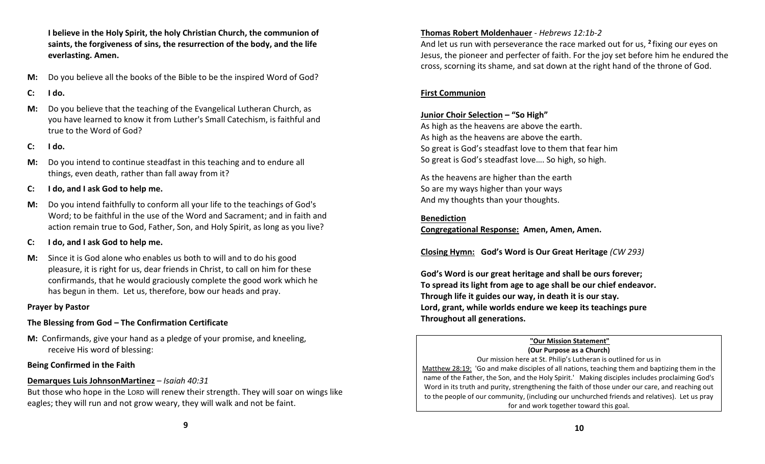**I believe in the Holy Spirit, the holy Christian Church, the communion of saints, the forgiveness of sins, the resurrection of the body, and the life everlasting. Amen.**

**M:** Do you believe all the books of the Bible to be the inspired Word of God?

**C: I do.**

**M:** Do you believe that the teaching of the Evangelical Lutheran Church, as you have learned to know it from Luther's Small Catechism, is faithful and true to the Word of God?

**C: I do.**

**M:** Do you intend to continue steadfast in this teaching and to endure all things, even death, rather than fall away from it?

**C: I do, and I ask God to help me.**

**M:** Do you intend faithfully to conform all your life to the teachings of God's Word; to be faithful in the use of the Word and Sacrament; and in faith and action remain true to God, Father, Son, and Holy Spirit, as long as you live?

**C: I do, and I ask God to help me.**

**M:** Since it is God alone who enables us both to will and to do his good pleasure, it is right for us, dear friends in Christ, to call on him for these confirmands, that he would graciously complete the good work which he has begun in them. Let us, therefore, bow our heads and pray.

**Prayer by Pastor**

**The Blessing from God – The Confirmation Certificate**

**M:** Confirmands, give your hand as a pledge of your promise, and kneeling, receive His word of blessing:

**Being Confirmed in the Faith**

**Demarques Luis JohnsonMartinez** – *Isaiah 40:31*
But those who hope in the LORD will renew their strength. They will soar on wings like eagles; they will run and not grow weary, they will walk and not be faint.

**Thomas Robert Moldenhauer** - *Hebrews 12:1b-2*
And let us run with perseverance the race marked out for us, [2] fixing our eyes on Jesus, the pioneer and perfecter of faith. For the joy set before him he endured the cross, scorning its shame, and sat down at the right hand of the throne of God.

**First Communion**

**Junior Choir Selection – "So High"**
As high as the heavens are above the earth.
As high as the heavens are above the earth.
So great is God's steadfast love to them that fear him
So great is God's steadfast love…. So high, so high.

As the heavens are higher than the earth
So are my ways higher than your ways
And my thoughts than your thoughts.

**Benediction**
**Congregational Response: Amen, Amen, Amen.**

**Closing Hymn: God's Word is Our Great Heritage** *(CW 293)*

**God's Word is our great heritage and shall be ours forever;**
**To spread its light from age to age shall be our chief endeavor.**
**Through life it guides our way, in death it is our stay.**
**Lord, grant, while worlds endure we keep its teachings pure**
**Throughout all generations.**

**"Our Mission Statement"**
**(Our Purpose as a Church)**

Our mission here at St. Philip's Lutheran is outlined for us in Matthew 28:19: 'Go and make disciples of all nations, teaching them and baptizing them in the name of the Father, the Son, and the Holy Spirit.' Making disciples includes proclaiming God's Word in its truth and purity, strengthening the faith of those under our care, and reaching out to the people of our community, (including our unchurched friends and relatives). Let us pray for and work together toward this goal.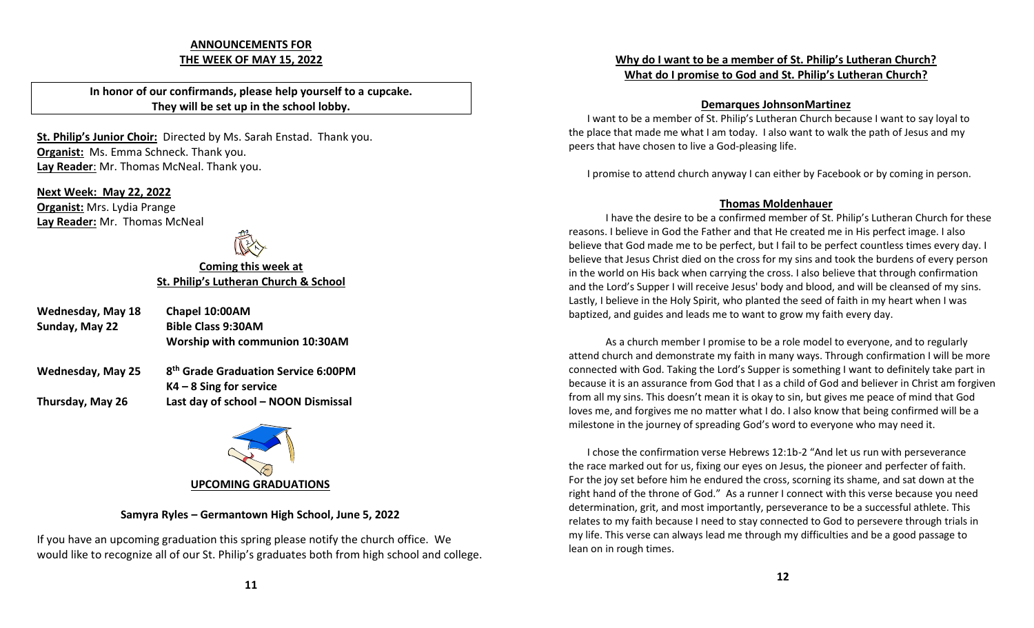## ANNOUNCEMENTS FOR THE WEEK OF MAY 15, 2022

**In honor of our confirmands, please help yourself to a cupcake. They will be set up in the school lobby.**

**St. Philip's Junior Choir:** Directed by Ms. Sarah Enstad. Thank you.
**Organist:** Ms. Emma Schneck. Thank you.
**Lay Reader**: Mr. Thomas McNeal. Thank you.

**Next Week: May 22, 2022**
**Organist:** Mrs. Lydia Prange
**Lay Reader:** Mr. Thomas McNeal

### Coming this week at St. Philip's Lutheran Church & School

| | |
|---|---|
| **Wednesday, May 18** | **Chapel 10:00AM** |
| **Sunday, May 22** | **Bible Class 9:30AM** |
| | **Worship with communion 10:30AM** |
| **Wednesday, May 25** | **8th Grade Graduation Service 6:00PM** |
| | **K4 – 8 Sing for service** |
| **Thursday, May 26** | **Last day of school – NOON Dismissal** |

### UPCOMING GRADUATIONS

**Samyra Ryles – Germantown High School, June 5, 2022**

If you have an upcoming graduation this spring please notify the church office. We would like to recognize all of our St. Philip's graduates both from high school and college.

## Why do I want to be a member of St. Philip's Lutheran Church? What do I promise to God and St. Philip's Lutheran Church?

### Demarques JohnsonMartinez

I want to be a member of St. Philip's Lutheran Church because I want to say loyal to the place that made me what I am today. I also want to walk the path of Jesus and my peers that have chosen to live a God-pleasing life.

I promise to attend church anyway I can either by Facebook or by coming in person.

### Thomas Moldenhauer

I have the desire to be a confirmed member of St. Philip's Lutheran Church for these reasons. I believe in God the Father and that He created me in His perfect image. I also believe that God made me to be perfect, but I fail to be perfect countless times every day. I believe that Jesus Christ died on the cross for my sins and took the burdens of every person in the world on His back when carrying the cross. I also believe that through confirmation and the Lord's Supper I will receive Jesus' body and blood, and will be cleansed of my sins. Lastly, I believe in the Holy Spirit, who planted the seed of faith in my heart when I was baptized, and guides and leads me to want to grow my faith every day.

As a church member I promise to be a role model to everyone, and to regularly attend church and demonstrate my faith in many ways. Through confirmation I will be more connected with God. Taking the Lord's Supper is something I want to definitely take part in because it is an assurance from God that I as a child of God and believer in Christ am forgiven from all my sins. This doesn't mean it is okay to sin, but gives me peace of mind that God loves me, and forgives me no matter what I do. I also know that being confirmed will be a milestone in the journey of spreading God's word to everyone who may need it.

I chose the confirmation verse Hebrews 12:1b-2 "And let us run with perseverance the race marked out for us, fixing our eyes on Jesus, the pioneer and perfecter of faith. For the joy set before him he endured the cross, scorning its shame, and sat down at the right hand of the throne of God." As a runner I connect with this verse because you need determination, grit, and most importantly, perseverance to be a successful athlete. This relates to my faith because I need to stay connected to God to persevere through trials in my life. This verse can always lead me through my difficulties and be a good passage to lean on in rough times.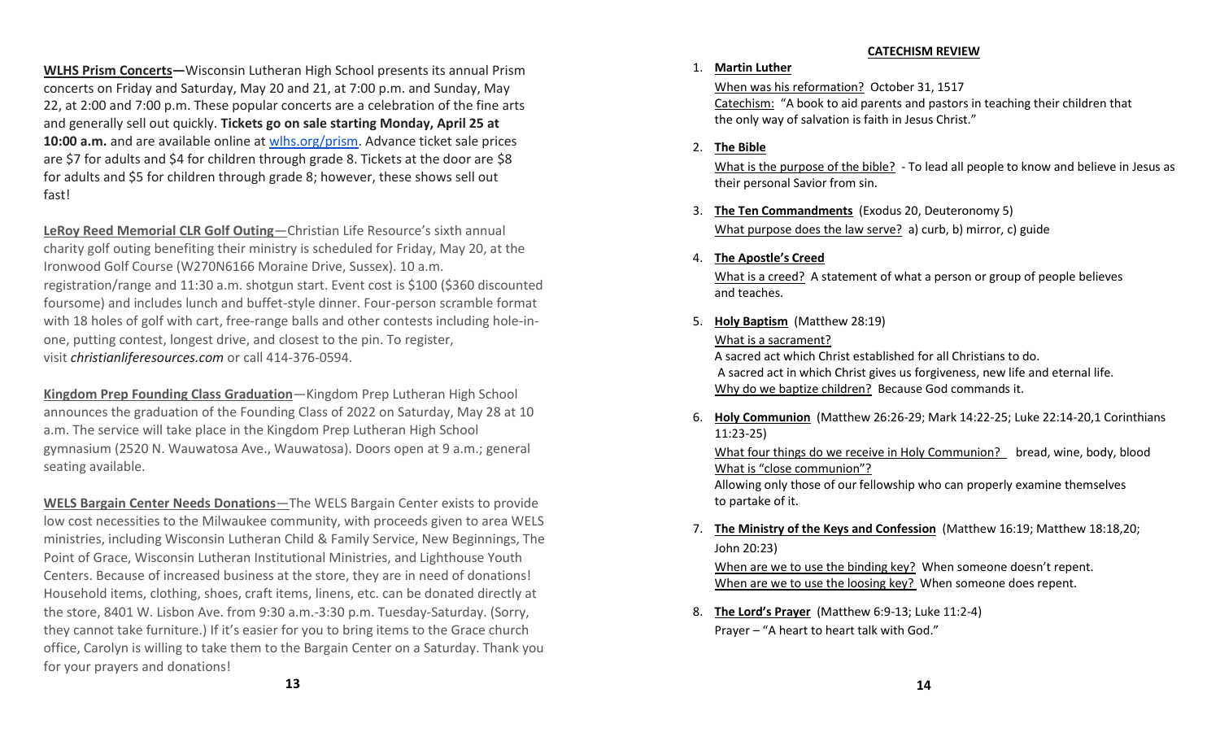**WLHS Prism Concerts—**Wisconsin Lutheran High School presents its annual Prism concerts on Friday and Saturday, May 20 and 21, at 7:00 p.m. and Sunday, May 22, at 2:00 and 7:00 p.m. These popular concerts are a celebration of the fine arts and generally sell out quickly. **Tickets go on sale starting Monday, April 25 at 10:00 a.m.** and are available online at wlhs.org/prism. Advance ticket sale prices are $7 for adults and $4 for children through grade 8. Tickets at the door are $8 for adults and $5 for children through grade 8; however, these shows sell out fast!

**LeRoy Reed Memorial CLR Golf Outing**—Christian Life Resource's sixth annual charity golf outing benefiting their ministry is scheduled for Friday, May 20, at the Ironwood Golf Course (W270N6166 Moraine Drive, Sussex). 10 a.m. registration/range and 11:30 a.m. shotgun start. Event cost is $100 ($360 discounted foursome) and includes lunch and buffet-style dinner. Four-person scramble format with 18 holes of golf with cart, free-range balls and other contests including hole-in-one, putting contest, longest drive, and closest to the pin. To register, visit *christianliferesources.com* or call 414-376-0594.

**Kingdom Prep Founding Class Graduation**—Kingdom Prep Lutheran High School announces the graduation of the Founding Class of 2022 on Saturday, May 28 at 10 a.m. The service will take place in the Kingdom Prep Lutheran High School gymnasium (2520 N. Wauwatosa Ave., Wauwatosa). Doors open at 9 a.m.; general seating available.

**WELS Bargain Center Needs Donations**—The WELS Bargain Center exists to provide low cost necessities to the Milwaukee community, with proceeds given to area WELS ministries, including Wisconsin Lutheran Child & Family Service, New Beginnings, The Point of Grace, Wisconsin Lutheran Institutional Ministries, and Lighthouse Youth Centers. Because of increased business at the store, they are in need of donations! Household items, clothing, shoes, craft items, linens, etc. can be donated directly at the store, 8401 W. Lisbon Ave. from 9:30 a.m.-3:30 p.m. Tuesday-Saturday. (Sorry, they cannot take furniture.) If it's easier for you to bring items to the Grace church office, Carolyn is willing to take them to the Bargain Center on a Saturday. Thank you for your prayers and donations!

## CATECHISM REVIEW

1. **Martin Luther**

   When was his reformation? October 31, 1517
   Catechism: "A book to aid parents and pastors in teaching their children that the only way of salvation is faith in Jesus Christ."

2. **The Bible**

   What is the purpose of the bible? - To lead all people to know and believe in Jesus as their personal Savior from sin.

3. **The Ten Commandments** (Exodus 20, Deuteronomy 5)

   What purpose does the law serve? a) curb, b) mirror, c) guide

4. **The Apostle's Creed**

   What is a creed? A statement of what a person or group of people believes and teaches.

5. **Holy Baptism** (Matthew 28:19)

   What is a sacrament?
   A sacred act which Christ established for all Christians to do.
   A sacred act in which Christ gives us forgiveness, new life and eternal life.
   Why do we baptize children? Because God commands it.

6. **Holy Communion** (Matthew 26:26-29; Mark 14:22-25; Luke 22:14-20,1 Corinthians 11:23-25)

   What four things do we receive in Holy Communion? bread, wine, body, blood
   What is "close communion"?
   Allowing only those of our fellowship who can properly examine themselves to partake of it.

7. **The Ministry of the Keys and Confession** (Matthew 16:19; Matthew 18:18,20; John 20:23)

   When are we to use the binding key? When someone doesn't repent.
   When are we to use the loosing key? When someone does repent.

8. **The Lord's Prayer** (Matthew 6:9-13; Luke 11:2-4)

   Prayer – "A heart to heart talk with God."